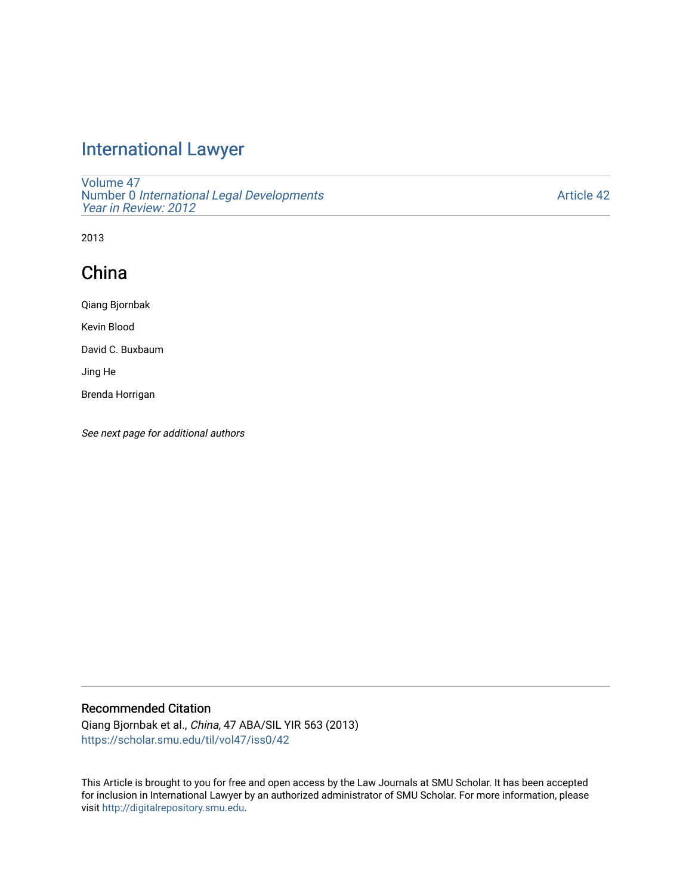# International Lawyer

Volume 47
Number 0 *International Legal Developments Year in Review: 2012*

Article 42

2013

## China

Qiang Bjornbak

Kevin Blood

David C. Buxbaum

Jing He

Brenda Horrigan

*See next page for additional authors*

### Recommended Citation

Qiang Bjornbak et al., *China*, 47 ABA/SIL YIR 563 (2013)
https://scholar.smu.edu/til/vol47/iss0/42

This Article is brought to you for free and open access by the Law Journals at SMU Scholar. It has been accepted for inclusion in International Lawyer by an authorized administrator of SMU Scholar. For more information, please visit http://digitalrepository.smu.edu.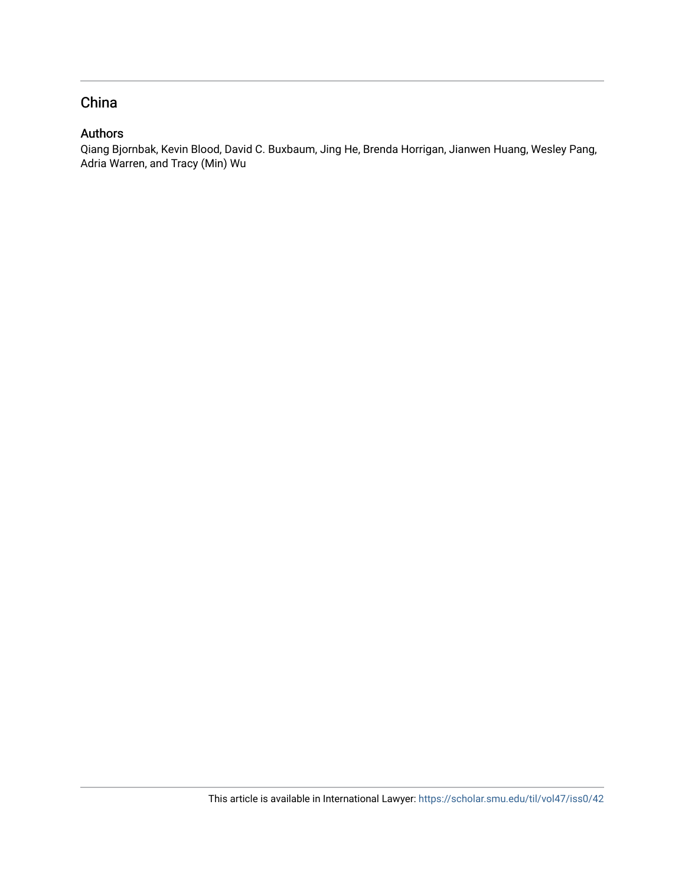## China

### Authors

Qiang Bjornbak, Kevin Blood, David C. Buxbaum, Jing He, Brenda Horrigan, Jianwen Huang, Wesley Pang, Adria Warren, and Tracy (Min) Wu

This article is available in International Lawyer: https://scholar.smu.edu/til/vol47/iss0/42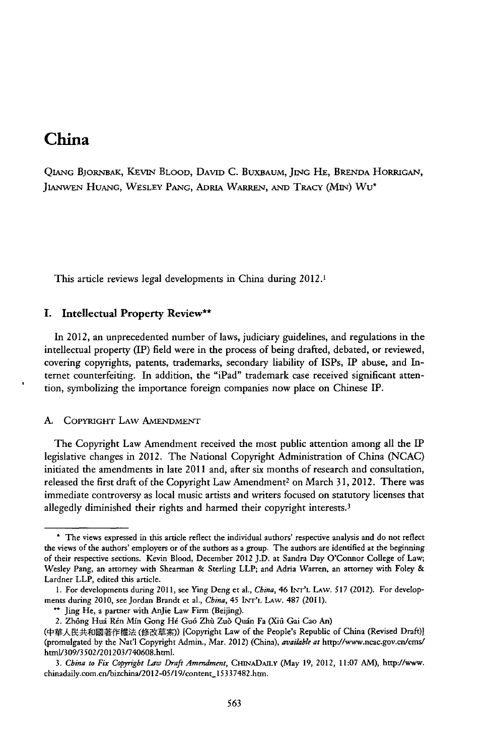# China

Qiang Bjornbak, Kevin Blood, David C. Buxbaum, Jing He, Brenda Horrigan, Jianwen Huang, Wesley Pang, Adria Warren, and Tracy (Min) Wu*

This article reviews legal developments in China during 2012.[1]

## I. Intellectual Property Review**

In 2012, an unprecedented number of laws, judiciary guidelines, and regulations in the intellectual property (IP) field were in the process of being drafted, debated, or reviewed, covering copyrights, patents, trademarks, secondary liability of ISPs, IP abuse, and Internet counterfeiting. In addition, the "iPad" trademark case received significant attention, symbolizing the importance foreign companies now place on Chinese IP.

### A. Copyright Law Amendment

The Copyright Law Amendment received the most public attention among all the IP legislative changes in 2012. The National Copyright Administration of China (NCAC) initiated the amendments in late 2011 and, after six months of research and consultation, released the first draft of the Copyright Law Amendment[2] on March 31, 2012. There was immediate controversy as local music artists and writers focused on statutory licenses that allegedly diminished their rights and harmed their copyright interests.[3]

---

\* The views expressed in this article reflect the individual authors' respective analysis and do not reflect the views of the authors' employers or of the authors as a group. The authors are identified at the beginning of their respective sections. Kevin Blood, December 2012 J.D. at Sandra Day O'Connor College of Law; Wesley Pang, an attorney with Shearman & Sterling LLP; and Adria Warren, an attorney with Foley & Lardner LLP, edited this article.

1. For developments during 2011, see Ying Deng et al., *China*, 46 Int'l Law. 517 (2012). For developments during 2010, see Jordan Brandt et al., *China*, 45 Int'l Law. 487 (2011).

\*\* Jing He, a partner with AnJie Law Firm (Beijing).

2. Zhōng Huá Rén Mín Gong Hé Guó Zhù Zuò Quán Fa (Xiū Gai Cao An) (中華人民共和國著作權法 (修改草案)) [Copyright Law of the People's Republic of China (Revised Draft)] (promulgated by the Nat'l Copyright Admin., Mar. 2012) (China), *available at* http://www.ncac.gov.cn/cms/html/309/3502/201203/740608.html.

3. *China to Fix Copyright Law Draft Amendment*, ChinaDaily (May 19, 2012, 11:07 AM), http://www.chinadaily.com.cn/bizchina/2012-05/19/content_15337482.htm.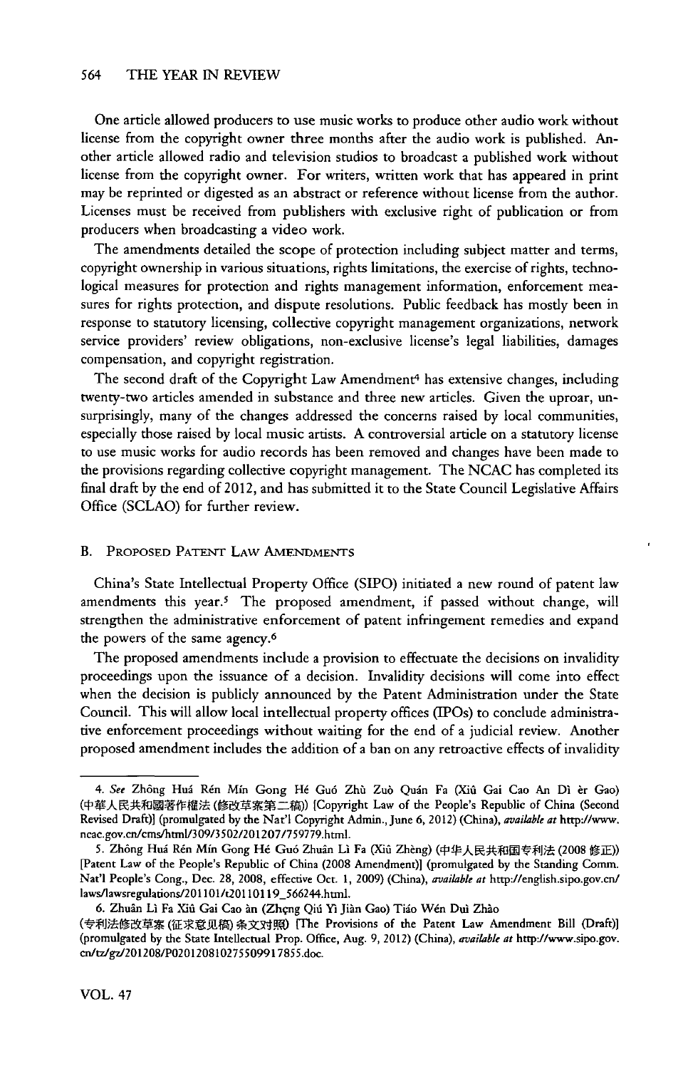One article allowed producers to use music works to produce other audio work without license from the copyright owner three months after the audio work is published. Another article allowed radio and television studios to broadcast a published work without license from the copyright owner. For writers, written work that has appeared in print may be reprinted or digested as an abstract or reference without license from the author. Licenses must be received from publishers with exclusive right of publication or from producers when broadcasting a video work.

The amendments detailed the scope of protection including subject matter and terms, copyright ownership in various situations, rights limitations, the exercise of rights, technological measures for protection and rights management information, enforcement measures for rights protection, and dispute resolutions. Public feedback has mostly been in response to statutory licensing, collective copyright management organizations, network service providers' review obligations, non-exclusive license's legal liabilities, damages compensation, and copyright registration.

The second draft of the Copyright Law Amendment[4] has extensive changes, including twenty-two articles amended in substance and three new articles. Given the uproar, unsurprisingly, many of the changes addressed the concerns raised by local communities, especially those raised by local music artists. A controversial article on a statutory license to use music works for audio records has been removed and changes have been made to the provisions regarding collective copyright management. The NCAC has completed its final draft by the end of 2012, and has submitted it to the State Council Legislative Affairs Office (SCLAO) for further review.

## B. Proposed Patent Law Amendments

China's State Intellectual Property Office (SIPO) initiated a new round of patent law amendments this year.[5] The proposed amendment, if passed without change, will strengthen the administrative enforcement of patent infringement remedies and expand the powers of the same agency.[6]

The proposed amendments include a provision to effectuate the decisions on invalidity proceedings upon the issuance of a decision. Invalidity decisions will come into effect when the decision is publicly announced by the Patent Administration under the State Council. This will allow local intellectual property offices (IPOs) to conclude administrative enforcement proceedings without waiting for the end of a judicial review. Another proposed amendment includes the addition of a ban on any retroactive effects of invalidity

---

4. *See* Zhōng Huá Rén Mín Gong Hé Guó Zhù Zuò Quán Fa (Xiû Gai Cao An Dì èr Gao) (中華人民共和國著作權法 (修改草案第二稿)) [Copyright Law of the People's Republic of China (Second Revised Draft)] (promulgated by the Nat'l Copyright Admin., June 6, 2012) (China), *available at* http://www.ncac.gov.cn/cms/html/309/3502/201207/759779.html.

5. Zhōng Huá Rén Mín Gong Hé Guó Zhuân Lì Fa (Xiû Zhèng) (中华人民共和国专利法 (2008 修正)) [Patent Law of the People's Republic of China (2008 Amendment)] (promulgated by the Standing Comm. Nat'l People's Cong., Dec. 28, 2008, effective Oct. 1, 2009) (China), *available at* http://english.sipo.gov.cn/laws/lawsregulations/201101/t20110119_566244.html.

6. Zhuân Lì Fa Xiû Gai Cao àn (Zhçng Qiú Yì Jiàn Gao) Tiáo Wén Duì Zhào (专利法修改草案 (征求意见稿) 条文对照) [The Provisions of the Patent Law Amendment Bill (Draft)] (promulgated by the State Intellectual Prop. Office, Aug. 9, 2012) (China), *available at* http://www.sipo.gov.cn/tz/gz/201208/P020120810275509917855.doc.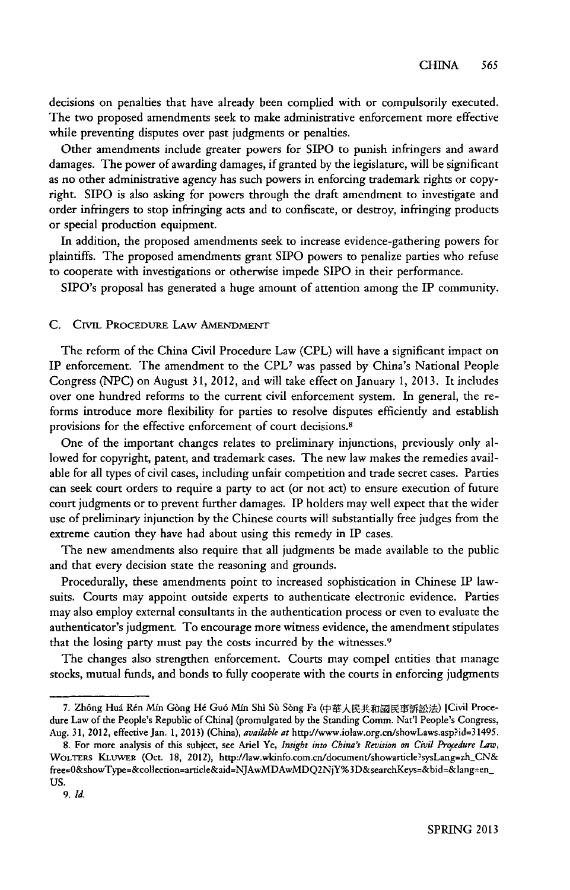decisions on penalties that have already been complied with or compulsorily executed. The two proposed amendments seek to make administrative enforcement more effective while preventing disputes over past judgments or penalties.

Other amendments include greater powers for SIPO to punish infringers and award damages. The power of awarding damages, if granted by the legislature, will be significant as no other administrative agency has such powers in enforcing trademark rights or copyright. SIPO is also asking for powers through the draft amendment to investigate and order infringers to stop infringing acts and to confiscate, or destroy, infringing products or special production equipment.

In addition, the proposed amendments seek to increase evidence-gathering powers for plaintiffs. The proposed amendments grant SIPO powers to penalize parties who refuse to cooperate with investigations or otherwise impede SIPO in their performance.

SIPO's proposal has generated a huge amount of attention among the IP community.

### C. Civil Procedure Law Amendment

The reform of the China Civil Procedure Law (CPL) will have a significant impact on IP enforcement. The amendment to the CPL[7] was passed by China's National People Congress (NPC) on August 31, 2012, and will take effect on January 1, 2013. It includes over one hundred reforms to the current civil enforcement system. In general, the reforms introduce more flexibility for parties to resolve disputes efficiently and establish provisions for the effective enforcement of court decisions.[8]

One of the important changes relates to preliminary injunctions, previously only allowed for copyright, patent, and trademark cases. The new law makes the remedies available for all types of civil cases, including unfair competition and trade secret cases. Parties can seek court orders to require a party to act (or not act) to ensure execution of future court judgments or to prevent further damages. IP holders may well expect that the wider use of preliminary injunction by the Chinese courts will substantially free judges from the extreme caution they have had about using this remedy in IP cases.

The new amendments also require that all judgments be made available to the public and that every decision state the reasoning and grounds.

Procedurally, these amendments point to increased sophistication in Chinese IP lawsuits. Courts may appoint outside experts to authenticate electronic evidence. Parties may also employ external consultants in the authentication process or even to evaluate the authenticator's judgment. To encourage more witness evidence, the amendment stipulates that the losing party must pay the costs incurred by the witnesses.[9]

The changes also strengthen enforcement. Courts may compel entities that manage stocks, mutual funds, and bonds to fully cooperate with the courts in enforcing judgments

---

7. Zhōng Huá Rén Mín Gòng Hé Guó Mín Shì Sù Sòng Fa (中華人民共和國民事訴訟法) [Civil Procedure Law of the People's Republic of China] (promulgated by the Standing Comm. Nat'l People's Congress, Aug. 31, 2012, effective Jan. 1, 2013) (China), *available at* http://www.iolaw.org.cn/showLaws.asp?id=31495.

8. For more analysis of this subject, see Ariel Ye, *Insight into China's Revision on Civil Procedure Law*, Wolters Kluwer (Oct. 18, 2012), http://law.wkinfo.com.cn/document/showarticle?sysLang=zh_CN&free=0&showType=&collection=article&aid=NJAwMDAwMDQ2NjY%3D&searchKeys=&bid=&lang=en_US.

9. *Id.*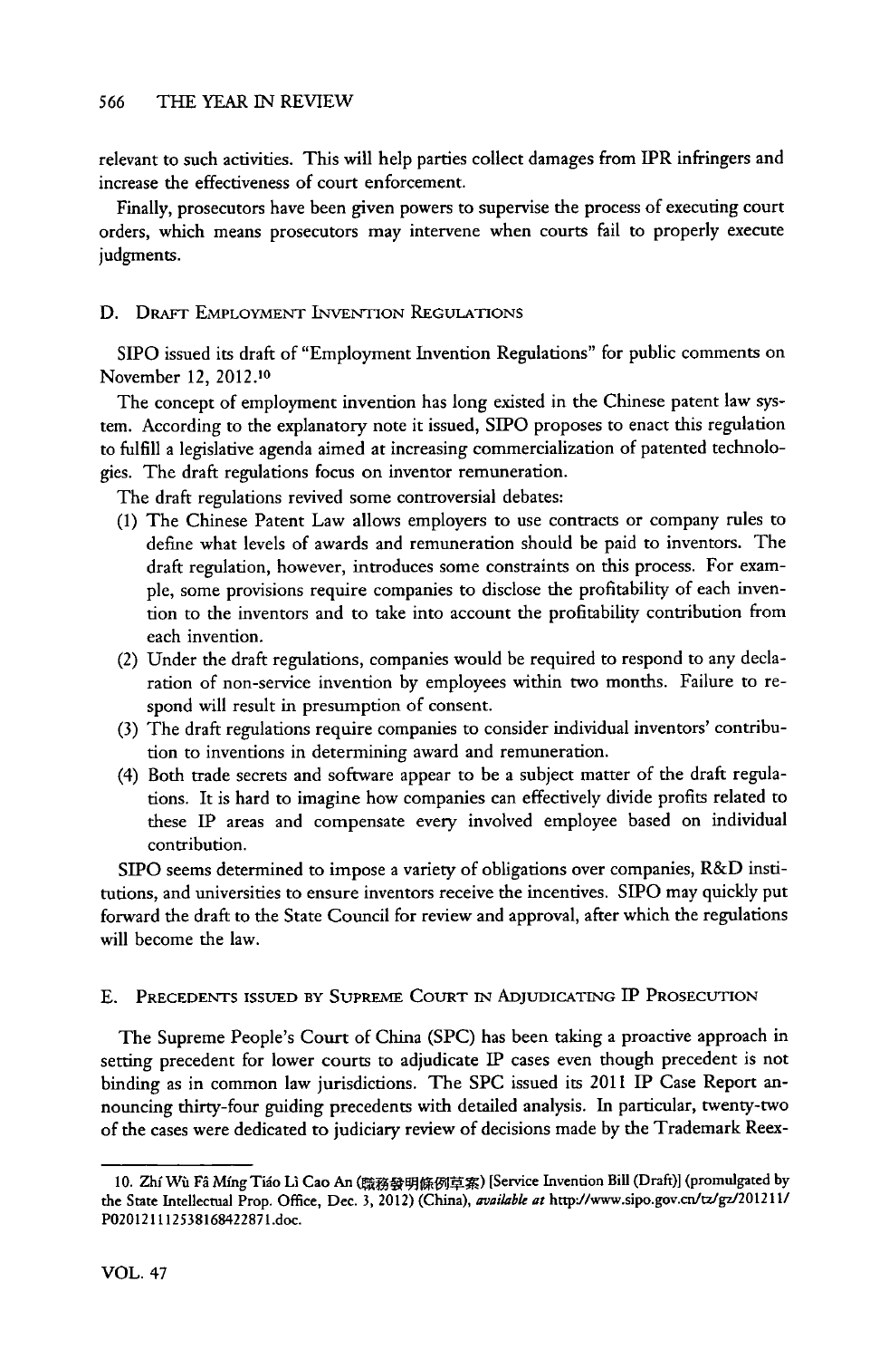relevant to such activities. This will help parties collect damages from IPR infringers and increase the effectiveness of court enforcement.

Finally, prosecutors have been given powers to supervise the process of executing court orders, which means prosecutors may intervene when courts fail to properly execute judgments.

### D. Draft Employment Invention Regulations

SIPO issued its draft of "Employment Invention Regulations" for public comments on November 12, 2012.[10]

The concept of employment invention has long existed in the Chinese patent law system. According to the explanatory note it issued, SIPO proposes to enact this regulation to fulfill a legislative agenda aimed at increasing commercialization of patented technologies. The draft regulations focus on inventor remuneration.

The draft regulations revived some controversial debates:

1. The Chinese Patent Law allows employers to use contracts or company rules to define what levels of awards and remuneration should be paid to inventors. The draft regulation, however, introduces some constraints on this process. For example, some provisions require companies to disclose the profitability of each invention to the inventors and to take into account the profitability contribution from each invention.
2. Under the draft regulations, companies would be required to respond to any declaration of non-service invention by employees within two months. Failure to respond will result in presumption of consent.
3. The draft regulations require companies to consider individual inventors' contribution to inventions in determining award and remuneration.
4. Both trade secrets and software appear to be a subject matter of the draft regulations. It is hard to imagine how companies can effectively divide profits related to these IP areas and compensate every involved employee based on individual contribution.

SIPO seems determined to impose a variety of obligations over companies, R&D institutions, and universities to ensure inventors receive the incentives. SIPO may quickly put forward the draft to the State Council for review and approval, after which the regulations will become the law.

### E. Precedents issued by Supreme Court in Adjudicating IP Prosecution

The Supreme People's Court of China (SPC) has been taking a proactive approach in setting precedent for lower courts to adjudicate IP cases even though precedent is not binding as in common law jurisdictions. The SPC issued its 2011 IP Case Report announcing thirty-four guiding precedents with detailed analysis. In particular, twenty-two of the cases were dedicated to judiciary review of decisions made by the Trademark Reex-

---

10. Zhí Wù Fā Míng Tiáo Lì Cao An (職務發明條例草案) [Service Invention Bill (Draft)] (promulgated by the State Intellectual Prop. Office, Dec. 3, 2012) (China), *available at* http://www.sipo.gov.cn/tz/gz/201211/P020121112538168422871.doc.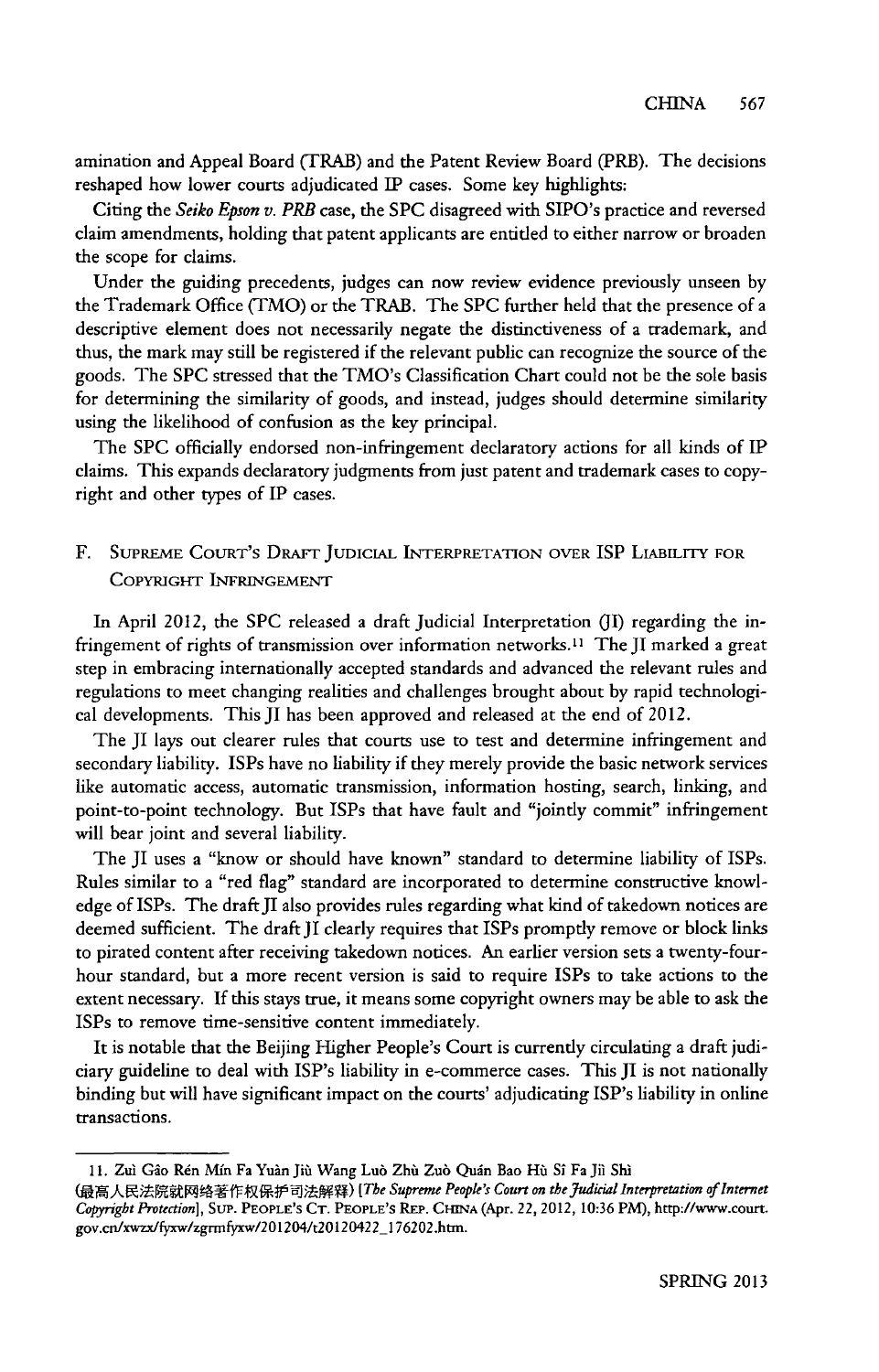amination and Appeal Board (TRAB) and the Patent Review Board (PRB). The decisions reshaped how lower courts adjudicated IP cases. Some key highlights:

Citing the *Seiko Epson v. PRB* case, the SPC disagreed with SIPO's practice and reversed claim amendments, holding that patent applicants are entitled to either narrow or broaden the scope for claims.

Under the guiding precedents, judges can now review evidence previously unseen by the Trademark Office (TMO) or the TRAB. The SPC further held that the presence of a descriptive element does not necessarily negate the distinctiveness of a trademark, and thus, the mark may still be registered if the relevant public can recognize the source of the goods. The SPC stressed that the TMO's Classification Chart could not be the sole basis for determining the similarity of goods, and instead, judges should determine similarity using the likelihood of confusion as the key principal.

The SPC officially endorsed non-infringement declaratory actions for all kinds of IP claims. This expands declaratory judgments from just patent and trademark cases to copyright and other types of IP cases.

### F. Supreme Court's Draft Judicial Interpretation over ISP Liability for Copyright Infringement

In April 2012, the SPC released a draft Judicial Interpretation (JI) regarding the infringement of rights of transmission over information networks.[11] The JI marked a great step in embracing internationally accepted standards and advanced the relevant rules and regulations to meet changing realities and challenges brought about by rapid technological developments. This JI has been approved and released at the end of 2012.

The JI lays out clearer rules that courts use to test and determine infringement and secondary liability. ISPs have no liability if they merely provide the basic network services like automatic access, automatic transmission, information hosting, search, linking, and point-to-point technology. But ISPs that have fault and "jointly commit" infringement will bear joint and several liability.

The JI uses a "know or should have known" standard to determine liability of ISPs. Rules similar to a "red flag" standard are incorporated to determine constructive knowledge of ISPs. The draft JI also provides rules regarding what kind of takedown notices are deemed sufficient. The draft JI clearly requires that ISPs promptly remove or block links to pirated content after receiving takedown notices. An earlier version sets a twenty-four-hour standard, but a more recent version is said to require ISPs to take actions to the extent necessary. If this stays true, it means some copyright owners may be able to ask the ISPs to remove time-sensitive content immediately.

It is notable that the Beijing Higher People's Court is currently circulating a draft judiciary guideline to deal with ISP's liability in e-commerce cases. This JI is not nationally binding but will have significant impact on the courts' adjudicating ISP's liability in online transactions.

---

11. Zuì Gāo Rén Mín Fa Yuàn Jiù Wang Luò Zhù Zuò Quán Bao Hù Sī Fa Jiě Shì (最高人民法院就网络著作权保护司法解释) [*The Supreme People's Court on the Judicial Interpretation of Internet Copyright Protection*], Sup. People's Ct. People's Rep. China (Apr. 22, 2012, 10:36 PM), http://www.court.gov.cn/xwzx/fyxw/zgrmfyxw/201204/t20120422_176202.htm.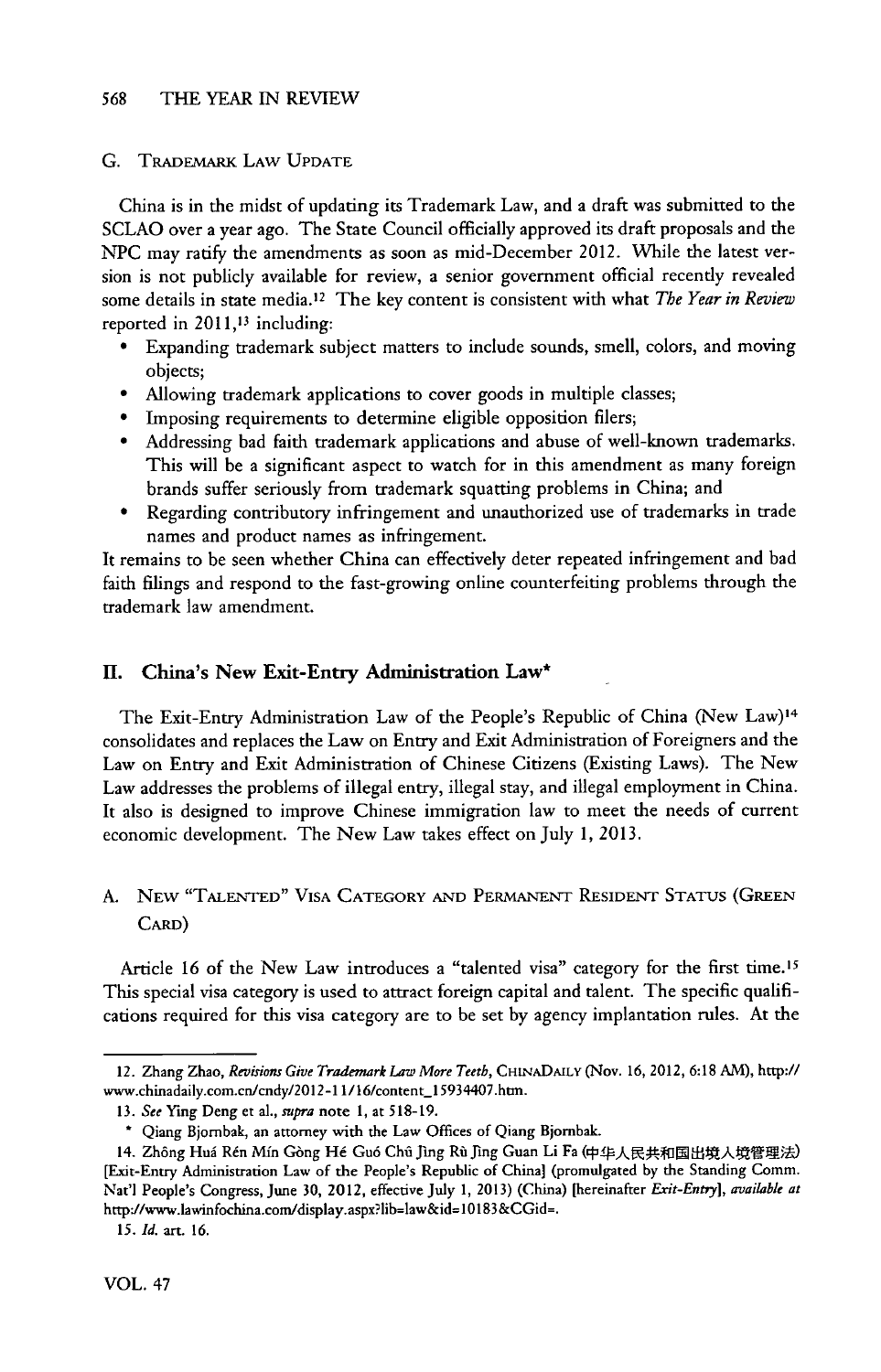### G. Trademark Law Update

China is in the midst of updating its Trademark Law, and a draft was submitted to the SCLAO over a year ago. The State Council officially approved its draft proposals and the NPC may ratify the amendments as soon as mid-December 2012. While the latest version is not publicly available for review, a senior government official recently revealed some details in state media.[12] The key content is consistent with what *The Year in Review* reported in 2011,[13] including:

- Expanding trademark subject matters to include sounds, smell, colors, and moving objects;
- Allowing trademark applications to cover goods in multiple classes;
- Imposing requirements to determine eligible opposition filers;
- Addressing bad faith trademark applications and abuse of well-known trademarks. This will be a significant aspect to watch for in this amendment as many foreign brands suffer seriously from trademark squatting problems in China; and
- Regarding contributory infringement and unauthorized use of trademarks in trade names and product names as infringement.

It remains to be seen whether China can effectively deter repeated infringement and bad faith filings and respond to the fast-growing online counterfeiting problems through the trademark law amendment.

## II. China's New Exit-Entry Administration Law*

The Exit-Entry Administration Law of the People's Republic of China (New Law)[14] consolidates and replaces the Law on Entry and Exit Administration of Foreigners and the Law on Entry and Exit Administration of Chinese Citizens (Existing Laws). The New Law addresses the problems of illegal entry, illegal stay, and illegal employment in China. It also is designed to improve Chinese immigration law to meet the needs of current economic development. The New Law takes effect on July 1, 2013.

### A. New "Talented" Visa Category and Permanent Resident Status (Green Card)

Article 16 of the New Law introduces a "talented visa" category for the first time.[15] This special visa category is used to attract foreign capital and talent. The specific qualifications required for this visa category are to be set by agency implantation rules. At the

---

12. Zhang Zhao, *Revisions Give Trademark Law More Teeth*, ChinaDaily (Nov. 16, 2012, 6:18 AM), http://www.chinadaily.com.cn/cndy/2012-11/16/content_15934407.htm.

13. *See* Ying Deng et al., *supra* note 1, at 518-19.

\* Qiang Bjornbak, an attorney with the Law Offices of Qiang Bjornbak.

14. Zhōng Huá Rén Mín Gòng Hé Guó Chū Jìng Rù Jìng Guan Li Fa (中华人民共和国出境入境管理法) [Exit-Entry Administration Law of the People's Republic of China] (promulgated by the Standing Comm. Nat'l People's Congress, June 30, 2012, effective July 1, 2013) (China) [hereinafter *Exit-Entry*], *available at* http://www.lawinfochina.com/display.aspx?lib=law&id=10183&CGid=.

15. *Id.* art. 16.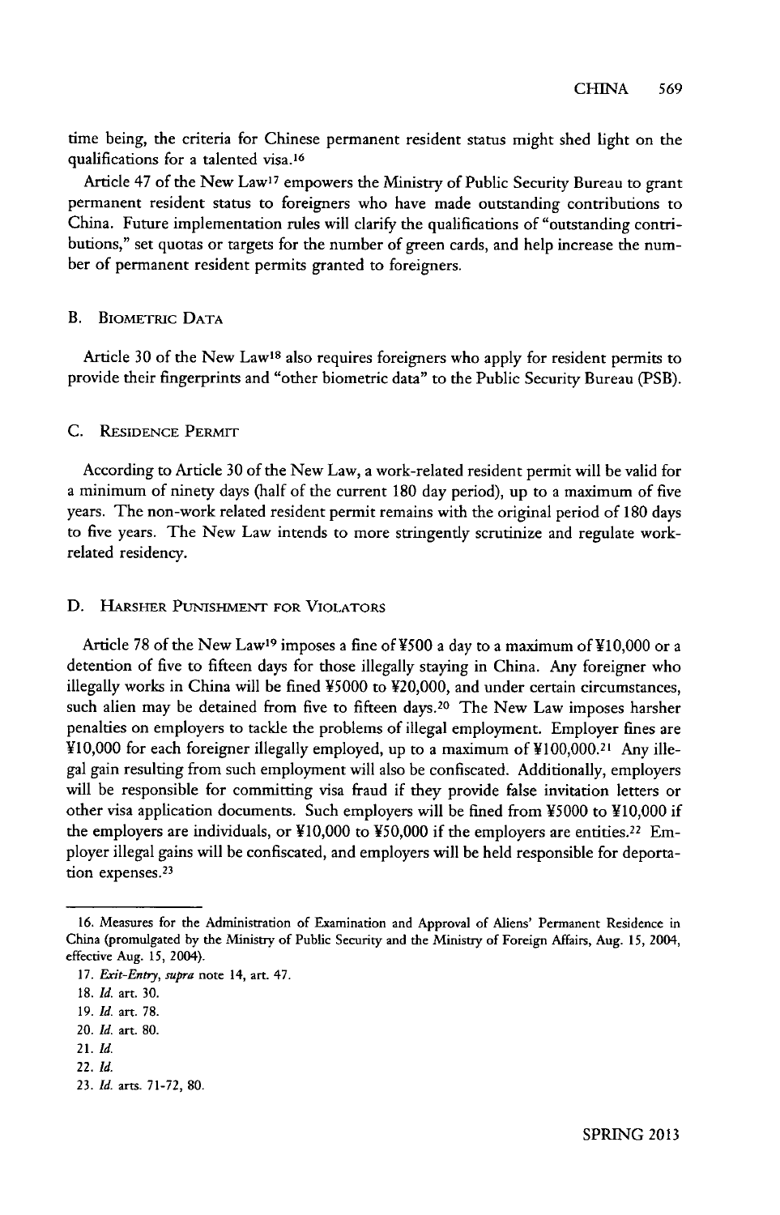time being, the criteria for Chinese permanent resident status might shed light on the qualifications for a talented visa.[16]

Article 47 of the New Law[17] empowers the Ministry of Public Security Bureau to grant permanent resident status to foreigners who have made outstanding contributions to China. Future implementation rules will clarify the qualifications of "outstanding contributions," set quotas or targets for the number of green cards, and help increase the number of permanent resident permits granted to foreigners.

### B. Biometric Data

Article 30 of the New Law[18] also requires foreigners who apply for resident permits to provide their fingerprints and "other biometric data" to the Public Security Bureau (PSB).

### C. Residence Permit

According to Article 30 of the New Law, a work-related resident permit will be valid for a minimum of ninety days (half of the current 180 day period), up to a maximum of five years. The non-work related resident permit remains with the original period of 180 days to five years. The New Law intends to more stringently scrutinize and regulate work-related residency.

### D. Harsher Punishment for Violators

Article 78 of the New Law[19] imposes a fine of ¥500 a day to a maximum of ¥10,000 or a detention of five to fifteen days for those illegally staying in China. Any foreigner who illegally works in China will be fined ¥5000 to ¥20,000, and under certain circumstances, such alien may be detained from five to fifteen days.[20] The New Law imposes harsher penalties on employers to tackle the problems of illegal employment. Employer fines are ¥10,000 for each foreigner illegally employed, up to a maximum of ¥100,000.[21] Any illegal gain resulting from such employment will also be confiscated. Additionally, employers will be responsible for committing visa fraud if they provide false invitation letters or other visa application documents. Such employers will be fined from ¥5000 to ¥10,000 if the employers are individuals, or ¥10,000 to ¥50,000 if the employers are entities.[22] Employer illegal gains will be confiscated, and employers will be held responsible for deportation expenses.[23]

---

16. Measures for the Administration of Examination and Approval of Aliens' Permanent Residence in China (promulgated by the Ministry of Public Security and the Ministry of Foreign Affairs, Aug. 15, 2004, effective Aug. 15, 2004).

17. *Exit-Entry*, *supra* note 14, art. 47.

18. *Id.* art. 30.

19. *Id.* art. 78.

20. *Id.* art. 80.

21. *Id.*

22. *Id.*

23. *Id.* arts. 71-72, 80.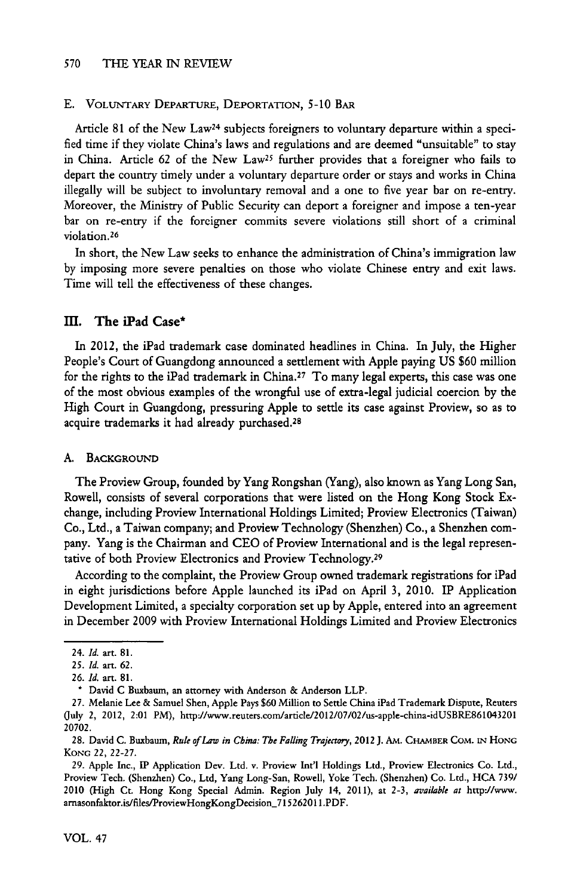### E. Voluntary Departure, Deportation, 5-10 Bar

Article 81 of the New Law[24] subjects foreigners to voluntary departure within a specified time if they violate China's laws and regulations and are deemed "unsuitable" to stay in China. Article 62 of the New Law[25] further provides that a foreigner who fails to depart the country timely under a voluntary departure order or stays and works in China illegally will be subject to involuntary removal and a one to five year bar on re-entry. Moreover, the Ministry of Public Security can deport a foreigner and impose a ten-year bar on re-entry if the foreigner commits severe violations still short of a criminal violation.[26]

In short, the New Law seeks to enhance the administration of China's immigration law by imposing more severe penalties on those who violate Chinese entry and exit laws. Time will tell the effectiveness of these changes.

## III. The iPad Case*

In 2012, the iPad trademark case dominated headlines in China. In July, the Higher People's Court of Guangdong announced a settlement with Apple paying US $60 million for the rights to the iPad trademark in China.[27] To many legal experts, this case was one of the most obvious examples of the wrongful use of extra-legal judicial coercion by the High Court in Guangdong, pressuring Apple to settle its case against Proview, so as to acquire trademarks it had already purchased.[28]

### A. Background

The Proview Group, founded by Yang Rongshan (Yang), also known as Yang Long San, Rowell, consists of several corporations that were listed on the Hong Kong Stock Exchange, including Proview International Holdings Limited; Proview Electronics (Taiwan) Co., Ltd., a Taiwan company; and Proview Technology (Shenzhen) Co., a Shenzhen company. Yang is the Chairman and CEO of Proview International and is the legal representative of both Proview Electronics and Proview Technology.[29]

According to the complaint, the Proview Group owned trademark registrations for iPad in eight jurisdictions before Apple launched its iPad on April 3, 2010. IP Application Development Limited, a specialty corporation set up by Apple, entered into an agreement in December 2009 with Proview International Holdings Limited and Proview Electronics

---

24. *Id.* art. 81.

25. *Id.* art. 62.

26. *Id.* art. 81.

\* David C Buxbaum, an attorney with Anderson & Anderson LLP.

27. Melanie Lee & Samuel Shen, Apple Pays $60 Million to Settle China iPad Trademark Dispute, Reuters (July 2, 2012, 2:01 PM), http://www.reuters.com/article/2012/07/02/us-apple-china-idUSBRE86104320120702.

28. David C. Buxbaum, *Rule of Law in China: The Falling Trajectory*, 2012 J. Am. Chamber Com. in Hong Kong 22, 22-27.

29. Apple Inc., IP Application Dev. Ltd. v. Proview Int'l Holdings Ltd., Proview Electronics Co. Ltd., Proview Tech. (Shenzhen) Co., Ltd, Yang Long-San, Rowell, Yoke Tech. (Shenzhen) Co. Ltd., HCA 739/2010 (High Ct. Hong Kong Special Admin. Region July 14, 2011), at 2-3, *available at* http://www.arnasonfaktor.is/files/ProviewHongKongDecision_715262011.PDF.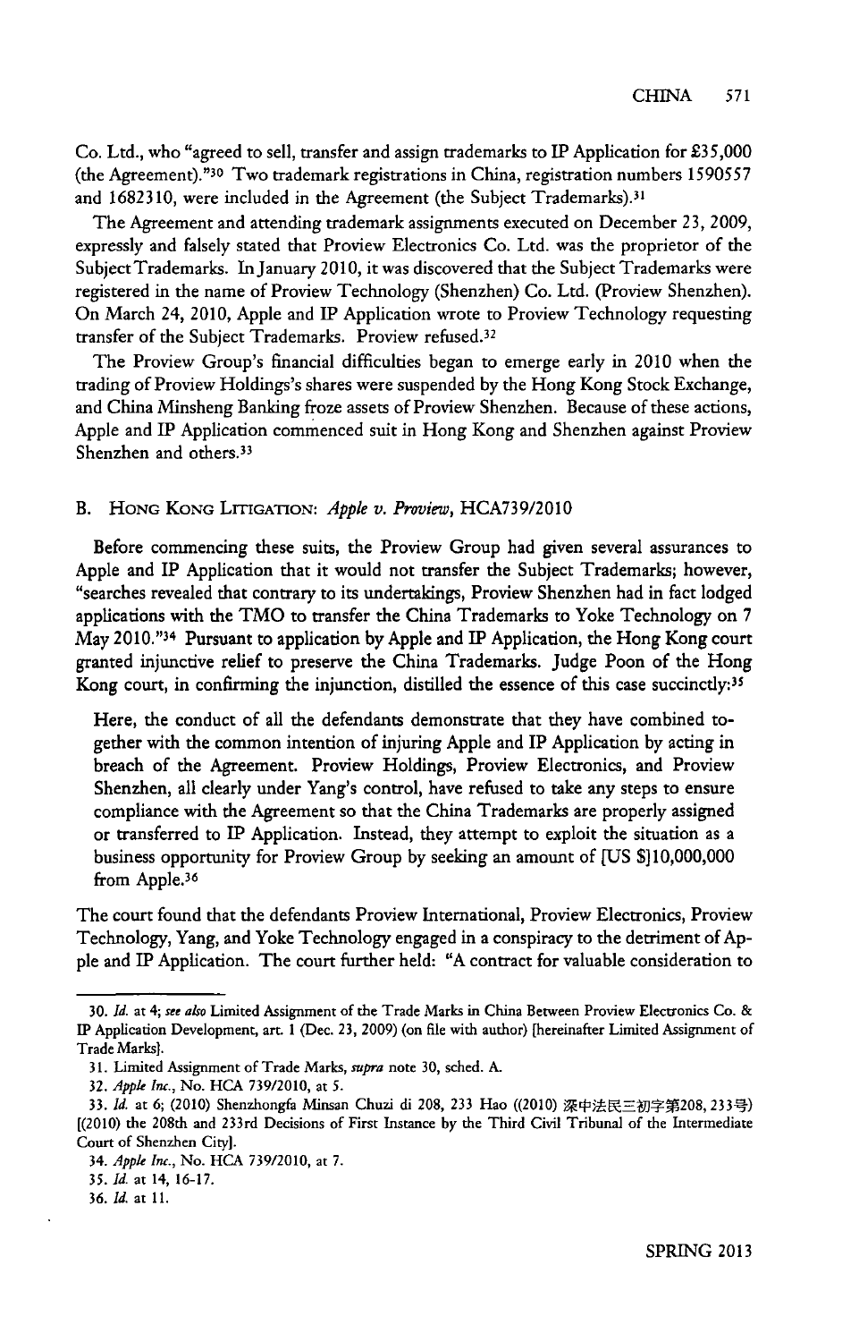Co. Ltd., who "agreed to sell, transfer and assign trademarks to IP Application for £35,000 (the Agreement)."[30] Two trademark registrations in China, registration numbers 1590557 and 1682310, were included in the Agreement (the Subject Trademarks).[31]

The Agreement and attending trademark assignments executed on December 23, 2009, expressly and falsely stated that Proview Electronics Co. Ltd. was the proprietor of the Subject Trademarks. In January 2010, it was discovered that the Subject Trademarks were registered in the name of Proview Technology (Shenzhen) Co. Ltd. (Proview Shenzhen). On March 24, 2010, Apple and IP Application wrote to Proview Technology requesting transfer of the Subject Trademarks. Proview refused.[32]

The Proview Group's financial difficulties began to emerge early in 2010 when the trading of Proview Holdings's shares were suspended by the Hong Kong Stock Exchange, and China Minsheng Banking froze assets of Proview Shenzhen. Because of these actions, Apple and IP Application commenced suit in Hong Kong and Shenzhen against Proview Shenzhen and others.[33]

### B. Hong Kong Litigation: *Apple v. Proview*, HCA739/2010

Before commencing these suits, the Proview Group had given several assurances to Apple and IP Application that it would not transfer the Subject Trademarks; however, "searches revealed that contrary to its undertakings, Proview Shenzhen had in fact lodged applications with the TMO to transfer the China Trademarks to Yoke Technology on 7 May 2010."[34] Pursuant to application by Apple and IP Application, the Hong Kong court granted injunctive relief to preserve the China Trademarks. Judge Poon of the Hong Kong court, in confirming the injunction, distilled the essence of this case succinctly:[35]

> Here, the conduct of all the defendants demonstrate that they have combined together with the common intention of injuring Apple and IP Application by acting in breach of the Agreement. Proview Holdings, Proview Electronics, and Proview Shenzhen, all clearly under Yang's control, have refused to take any steps to ensure compliance with the Agreement so that the China Trademarks are properly assigned or transferred to IP Application. Instead, they attempt to exploit the situation as a business opportunity for Proview Group by seeking an amount of [US $]10,000,000 from Apple.[36]

The court found that the defendants Proview International, Proview Electronics, Proview Technology, Yang, and Yoke Technology engaged in a conspiracy to the detriment of Apple and IP Application. The court further held: "A contract for valuable consideration to

---

30. *Id.* at 4; *see also* Limited Assignment of the Trade Marks in China Between Proview Electronics Co. & IP Application Development, art. 1 (Dec. 23, 2009) (on file with author) [hereinafter Limited Assignment of Trade Marks].

31. Limited Assignment of Trade Marks, *supra* note 30, sched. A.

32. *Apple Inc.*, No. HCA 739/2010, at 5.

33. *Id.* at 6; (2010) Shenzhongfa Minsan Chuzi di 208, 233 Hao ((2010) 深中法民三初字第208, 233号) [(2010) the 208th and 233rd Decisions of First Instance by the Third Civil Tribunal of the Intermediate Court of Shenzhen City].

34. *Apple Inc.*, No. HCA 739/2010, at 7.

35. *Id.* at 14, 16-17.

36. *Id.* at 11.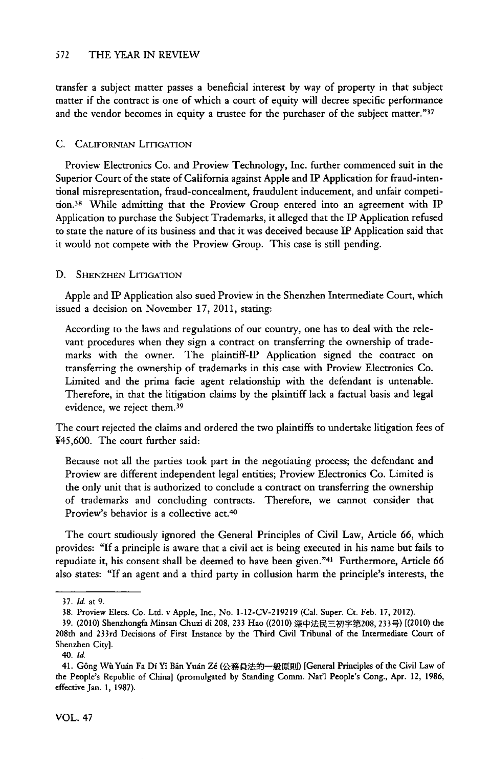transfer a subject matter passes a beneficial interest by way of property in that subject matter if the contract is one of which a court of equity will decree specific performance and the vendor becomes in equity a trustee for the purchaser of the subject matter."[37]

### C. Californian Litigation

Proview Electronics Co. and Proview Technology, Inc. further commenced suit in the Superior Court of the state of California against Apple and IP Application for fraud-intentional misrepresentation, fraud-concealment, fraudulent inducement, and unfair competition.[38] While admitting that the Proview Group entered into an agreement with IP Application to purchase the Subject Trademarks, it alleged that the IP Application refused to state the nature of its business and that it was deceived because IP Application said that it would not compete with the Proview Group. This case is still pending.

### D. Shenzhen Litigation

Apple and IP Application also sued Proview in the Shenzhen Intermediate Court, which issued a decision on November 17, 2011, stating:

> According to the laws and regulations of our country, one has to deal with the relevant procedures when they sign a contract on transferring the ownership of trademarks with the owner. The plaintiff-IP Application signed the contract on transferring the ownership of trademarks in this case with Proview Electronics Co. Limited and the prima facie agent relationship with the defendant is untenable. Therefore, in that the litigation claims by the plaintiff lack a factual basis and legal evidence, we reject them.[39]

The court rejected the claims and ordered the two plaintiffs to undertake litigation fees of ¥45,600. The court further said:

> Because not all the parties took part in the negotiating process; the defendant and Proview are different independent legal entities; Proview Electronics Co. Limited is the only unit that is authorized to conclude a contract on transferring the ownership of trademarks and concluding contracts. Therefore, we cannot consider that Proview's behavior is a collective act.[40]

The court studiously ignored the General Principles of Civil Law, Article 66, which provides: "If a principle is aware that a civil act is being executed in his name but fails to repudiate it, his consent shall be deemed to have been given."[41] Furthermore, Article 66 also states: "If an agent and a third party in collusion harm the principle's interests, the

---

37. *Id.* at 9.

38. Proview Elecs. Co. Ltd. v Apple, Inc., No. 1-12-CV-219219 (Cal. Super. Ct. Feb. 17, 2012).

39. (2010) Shenzhongfa Minsan Chuzi di 208, 233 Hao ((2010) 深中法民三初字第208, 233号) [(2010) the 208th and 233rd Decisions of First Instance by the Third Civil Tribunal of the Intermediate Court of Shenzhen City].

40. *Id.*

41. Gōng Wù Yuán Fa Dí Yī Bān Yuán Zé (公務員法的一般原則) [General Principles of the Civil Law of the People's Republic of China] (promulgated by Standing Comm. Nat'l People's Cong., Apr. 12, 1986, effective Jan. 1, 1987).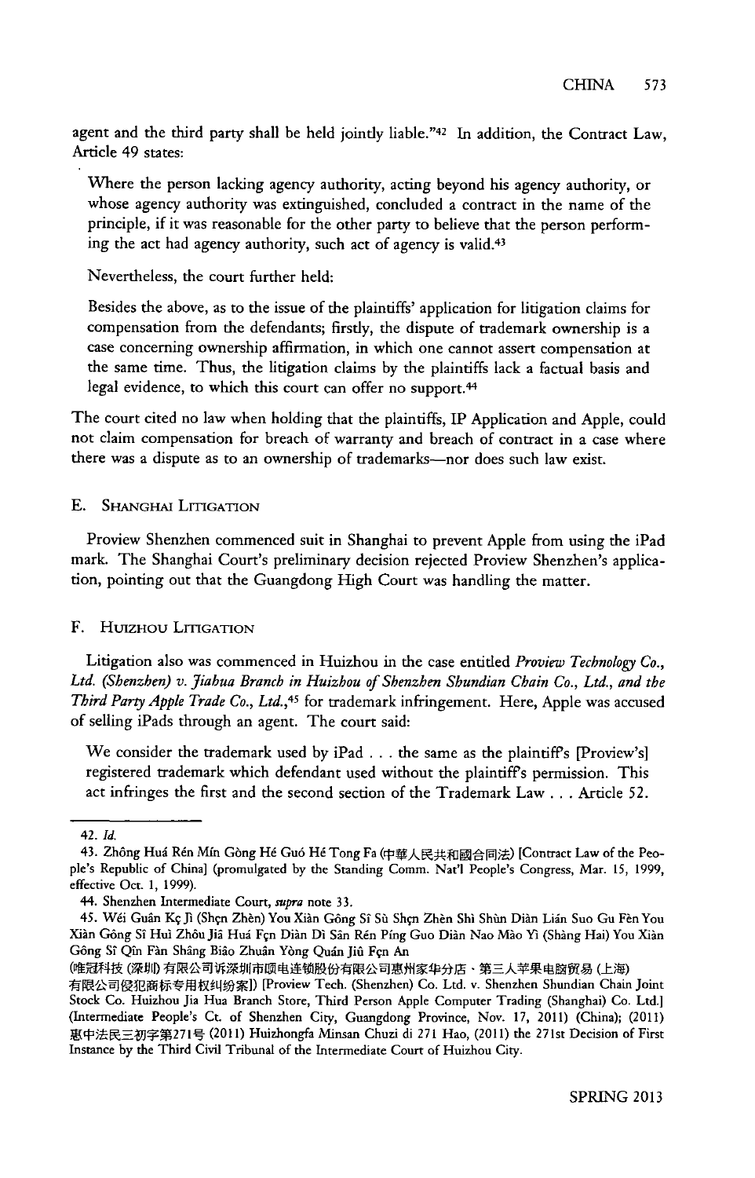agent and the third party shall be held jointly liable."[42] In addition, the Contract Law, Article 49 states:

> Where the person lacking agency authority, acting beyond his agency authority, or whose agency authority was extinguished, concluded a contract in the name of the principle, if it was reasonable for the other party to believe that the person performing the act had agency authority, such act of agency is valid.[43]
>
> Nevertheless, the court further held:
>
> Besides the above, as to the issue of the plaintiffs' application for litigation claims for compensation from the defendants; firstly, the dispute of trademark ownership is a case concerning ownership affirmation, in which one cannot assert compensation at the same time. Thus, the litigation claims by the plaintiffs lack a factual basis and legal evidence, to which this court can offer no support.[44]

The court cited no law when holding that the plaintiffs, IP Application and Apple, could not claim compensation for breach of warranty and breach of contract in a case where there was a dispute as to an ownership of trademarks—nor does such law exist.

### E. Shanghai Litigation

Proview Shenzhen commenced suit in Shanghai to prevent Apple from using the iPad mark. The Shanghai Court's preliminary decision rejected Proview Shenzhen's application, pointing out that the Guangdong High Court was handling the matter.

### F. Huizhou Litigation

Litigation also was commenced in Huizhou in the case entitled *Proview Technology Co., Ltd. (Shenzhen) v. Jiahua Branch in Huizhou of Shenzhen Shundian Chain Co., Ltd., and the Third Party Apple Trade Co., Ltd.*,[45] for trademark infringement. Here, Apple was accused of selling iPads through an agent. The court said:

> We consider the trademark used by iPad . . . the same as the plaintiff's [Proview's] registered trademark which defendant used without the plaintiff's permission. This act infringes the first and the second section of the Trademark Law . . . Article 52.

---

42. *Id.*

43. Zhông Huá Rén Mín Gòng Hé Guó Hé Tong Fa (中華人民共和國合同法) [Contract Law of the People's Republic of China] (promulgated by the Standing Comm. Nat'l People's Congress, Mar. 15, 1999, effective Oct. 1, 1999).

44. Shenzhen Intermediate Court, *supra* note 33.

45. Wéi Guân Kç Jì (Shçn Zhèn) You Xiàn Gông Sî Sù Shçn Zhèn Shì Shùn Diàn Lián Suo Gu Fèn You Xiàn Gông Sî Huì Zhôu Jiâ Huá Fçn Diàn Dì Sân Rén Píng Guo Diàn Nao Mào Yì (Shàng Hai) You Xiàn Gông Sî Qîn Fàn Shâng Biâo Zhuân Yòng Quán Jiû Fçn An (唯冠科技 (深圳) 有限公司诉深圳市顺电连锁股份有限公司惠州家华分店、第三人苹果电脑贸易 (上海) 有限公司侵犯商标专用权纠纷案]) [Proview Tech. (Shenzhen) Co. Ltd. v. Shenzhen Shundian Chain Joint Stock Co. Huizhou Jia Hua Branch Store, Third Person Apple Computer Trading (Shanghai) Co. Ltd.] (Intermediate People's Ct. of Shenzhen City, Guangdong Province, Nov. 17, 2011) (China); (2011) 惠中法民三初字第271号 (2011) Huizhongfa Minsan Chuzi di 271 Hao, (2011) the 271st Decision of First Instance by the Third Civil Tribunal of the Intermediate Court of Huizhou City.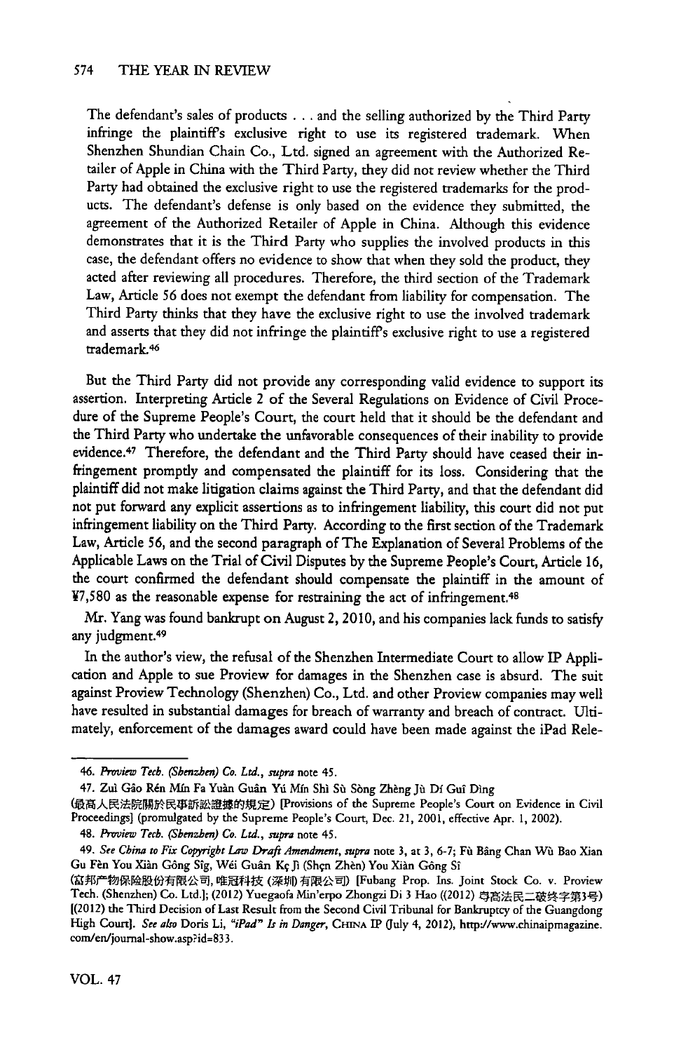The defendant's sales of products . . . and the selling authorized by the Third Party infringe the plaintiff's exclusive right to use its registered trademark. When Shenzhen Shundian Chain Co., Ltd. signed an agreement with the Authorized Retailer of Apple in China with the Third Party, they did not review whether the Third Party had obtained the exclusive right to use the registered trademarks for the products. The defendant's defense is only based on the evidence they submitted, the agreement of the Authorized Retailer of Apple in China. Although this evidence demonstrates that it is the Third Party who supplies the involved products in this case, the defendant offers no evidence to show that when they sold the product, they acted after reviewing all procedures. Therefore, the third section of the Trademark Law, Article 56 does not exempt the defendant from liability for compensation. The Third Party thinks that they have the exclusive right to use the involved trademark and asserts that they did not infringe the plaintiff's exclusive right to use a registered trademark.[46]

But the Third Party did not provide any corresponding valid evidence to support its assertion. Interpreting Article 2 of the Several Regulations on Evidence of Civil Procedure of the Supreme People's Court, the court held that it should be the defendant and the Third Party who undertake the unfavorable consequences of their inability to provide evidence.[47] Therefore, the defendant and the Third Party should have ceased their infringement promptly and compensated the plaintiff for its loss. Considering that the plaintiff did not make litigation claims against the Third Party, and that the defendant did not put forward any explicit assertions as to infringement liability, this court did not put infringement liability on the Third Party. According to the first section of the Trademark Law, Article 56, and the second paragraph of The Explanation of Several Problems of the Applicable Laws on the Trial of Civil Disputes by the Supreme People's Court, Article 16, the court confirmed the defendant should compensate the plaintiff in the amount of ¥7,580 as the reasonable expense for restraining the act of infringement.[48]

Mr. Yang was found bankrupt on August 2, 2010, and his companies lack funds to satisfy any judgment.[49]

In the author's view, the refusal of the Shenzhen Intermediate Court to allow IP Application and Apple to sue Proview for damages in the Shenzhen case is absurd. The suit against Proview Technology (Shenzhen) Co., Ltd. and other Proview companies may well have resulted in substantial damages for breach of warranty and breach of contract. Ultimately, enforcement of the damages award could have been made against the iPad Rele-

---

46. *Proview Tech. (Shenzhen) Co. Ltd.*, *supra* note 45.

47. Zuì Gāo Rén Mín Fa Yuàn Guān Yú Mín Shì Sù Sòng Zhèng Jù Dí Guī Dìng (最高人民法院關於民事訴訟證據的規定) [Provisions of the Supreme People's Court on Evidence in Civil Proceedings] (promulgated by the Supreme People's Court, Dec. 21, 2001, effective Apr. 1, 2002).

48. *Proview Tech. (Shenzhen) Co. Ltd.*, *supra* note 45.

49. *See China to Fix Copyright Law Draft Amendment*, *supra* note 3, at 3, 6-7; Fù Bâng Chan Wù Bao Xian Gu Fèn You Xiàn Gông Sīg, Wéi Guân Kç Jì (Shçn Zhèn) You Xiàn Gông Sī (富邦产物保险股份有限公司, 唯冠科技 (深圳) 有限公司) [Fubang Prop. Ins. Joint Stock Co. v. Proview Tech. (Shenzhen) Co. Ltd.]; (2012) Yuegaofa Min'erpo Zhongzi Di 3 Hao ((2012) 粤高法民二破终字第3号) [(2012) the Third Decision of Last Result from the Second Civil Tribunal for Bankruptcy of the Guangdong High Court]. *See also* Doris Li, *"iPad" Is in Danger*, CHINA IP (July 4, 2012), http://www.chinaipmagazine.com/en/journal-show.asp?id=833.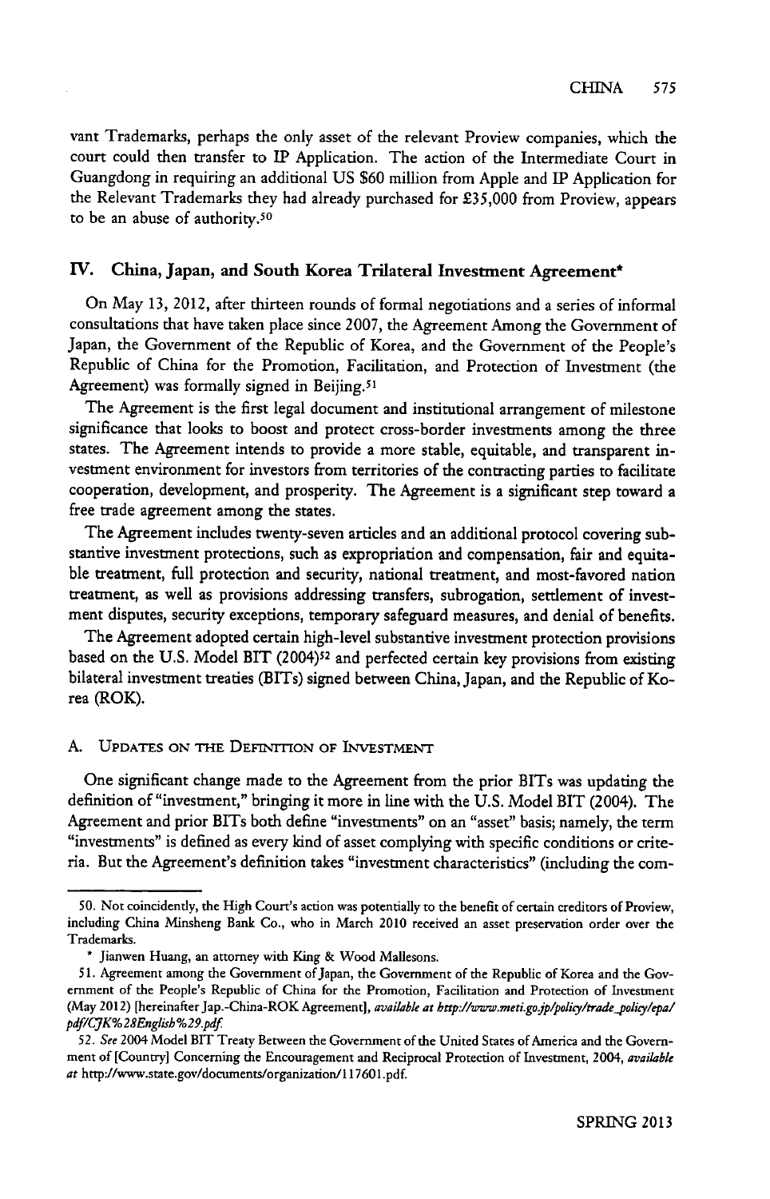vant Trademarks, perhaps the only asset of the relevant Proview companies, which the court could then transfer to IP Application. The action of the Intermediate Court in Guangdong in requiring an additional US $60 million from Apple and IP Application for the Relevant Trademarks they had already purchased for £35,000 from Proview, appears to be an abuse of authority.[50]

## IV. China, Japan, and South Korea Trilateral Investment Agreement*

On May 13, 2012, after thirteen rounds of formal negotiations and a series of informal consultations that have taken place since 2007, the Agreement Among the Government of Japan, the Government of the Republic of Korea, and the Government of the People's Republic of China for the Promotion, Facilitation, and Protection of Investment (the Agreement) was formally signed in Beijing.[51]

The Agreement is the first legal document and institutional arrangement of milestone significance that looks to boost and protect cross-border investments among the three states. The Agreement intends to provide a more stable, equitable, and transparent investment environment for investors from territories of the contracting parties to facilitate cooperation, development, and prosperity. The Agreement is a significant step toward a free trade agreement among the states.

The Agreement includes twenty-seven articles and an additional protocol covering substantive investment protections, such as expropriation and compensation, fair and equitable treatment, full protection and security, national treatment, and most-favored nation treatment, as well as provisions addressing transfers, subrogation, settlement of investment disputes, security exceptions, temporary safeguard measures, and denial of benefits.

The Agreement adopted certain high-level substantive investment protection provisions based on the U.S. Model BIT (2004)[52] and perfected certain key provisions from existing bilateral investment treaties (BITs) signed between China, Japan, and the Republic of Korea (ROK).

### A. Updates on the Definition of Investment

One significant change made to the Agreement from the prior BITs was updating the definition of "investment," bringing it more in line with the U.S. Model BIT (2004). The Agreement and prior BITs both define "investments" on an "asset" basis; namely, the term "investments" is defined as every kind of asset complying with specific conditions or criteria. But the Agreement's definition takes "investment characteristics" (including the com-

---

50. Not coincidently, the High Court's action was potentially to the benefit of certain creditors of Proview, including China Minsheng Bank Co., who in March 2010 received an asset preservation order over the Trademarks.

\* Jianwen Huang, an attorney with King & Wood Mallesons.

51. Agreement among the Government of Japan, the Government of the Republic of Korea and the Government of the People's Republic of China for the Promotion, Facilitation and Protection of Investment (May 2012) [hereinafter Jap.-China-ROK Agreement], *available at http://www.meti.go.jp/policy/trade_policy/epa/pdf/CJK%28English%29.pdf.*

52. *See* 2004 Model BIT Treaty Between the Government of the United States of America and the Government of [Country] Concerning the Encouragement and Reciprocal Protection of Investment, 2004, *available at* http://www.state.gov/documents/organization/117601.pdf.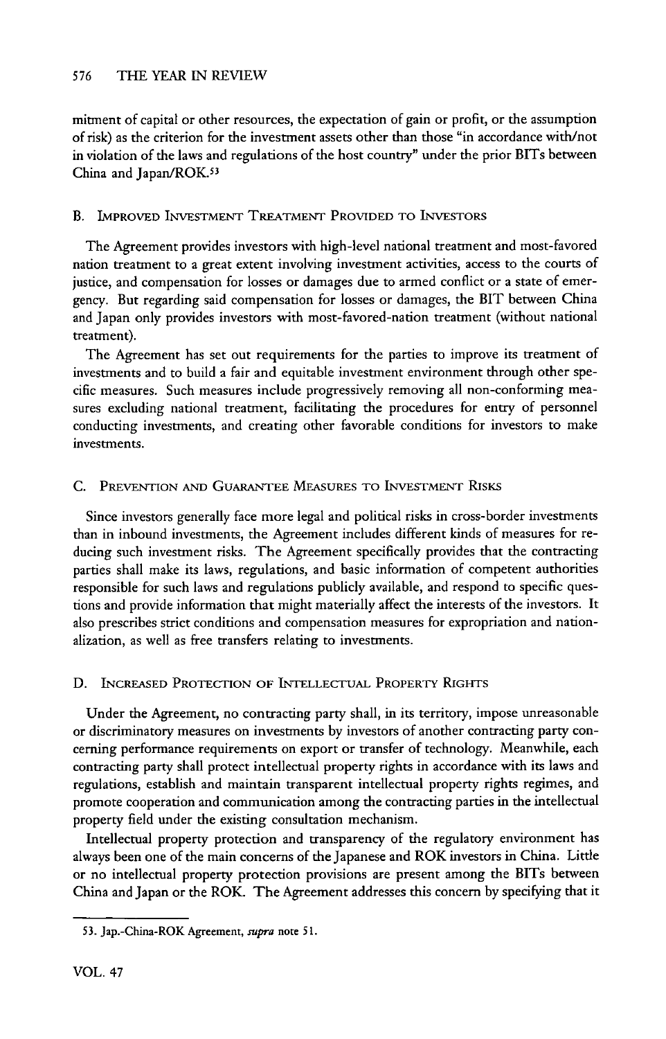mitment of capital or other resources, the expectation of gain or profit, or the assumption of risk) as the criterion for the investment assets other than those "in accordance with/not in violation of the laws and regulations of the host country" under the prior BITs between China and Japan/ROK.[53]

### B. Improved Investment Treatment Provided to Investors

The Agreement provides investors with high-level national treatment and most-favored nation treatment to a great extent involving investment activities, access to the courts of justice, and compensation for losses or damages due to armed conflict or a state of emergency. But regarding said compensation for losses or damages, the BIT between China and Japan only provides investors with most-favored-nation treatment (without national treatment).

The Agreement has set out requirements for the parties to improve its treatment of investments and to build a fair and equitable investment environment through other specific measures. Such measures include progressively removing all non-conforming measures excluding national treatment, facilitating the procedures for entry of personnel conducting investments, and creating other favorable conditions for investors to make investments.

### C. Prevention and Guarantee Measures to Investment Risks

Since investors generally face more legal and political risks in cross-border investments than in inbound investments, the Agreement includes different kinds of measures for reducing such investment risks. The Agreement specifically provides that the contracting parties shall make its laws, regulations, and basic information of competent authorities responsible for such laws and regulations publicly available, and respond to specific questions and provide information that might materially affect the interests of the investors. It also prescribes strict conditions and compensation measures for expropriation and nationalization, as well as free transfers relating to investments.

### D. Increased Protection of Intellectual Property Rights

Under the Agreement, no contracting party shall, in its territory, impose unreasonable or discriminatory measures on investments by investors of another contracting party concerning performance requirements on export or transfer of technology. Meanwhile, each contracting party shall protect intellectual property rights in accordance with its laws and regulations, establish and maintain transparent intellectual property rights regimes, and promote cooperation and communication among the contracting parties in the intellectual property field under the existing consultation mechanism.

Intellectual property protection and transparency of the regulatory environment has always been one of the main concerns of the Japanese and ROK investors in China. Little or no intellectual property protection provisions are present among the BITs between China and Japan or the ROK. The Agreement addresses this concern by specifying that it

---

53. Jap.-China-ROK Agreement, *supra* note 51.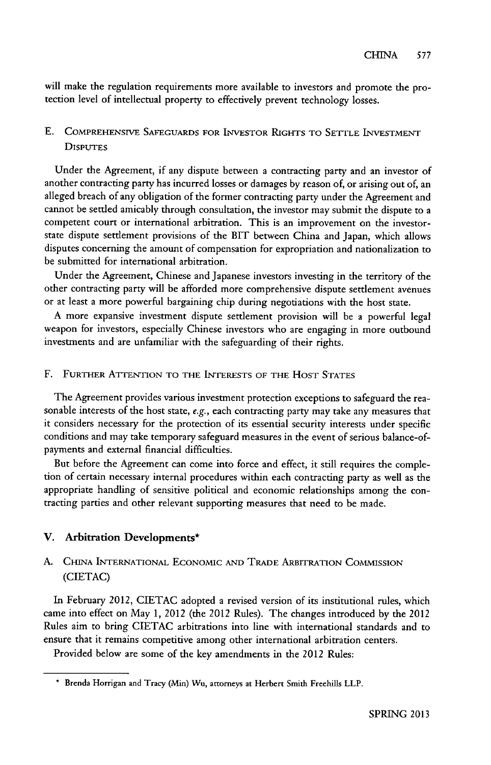will make the regulation requirements more available to investors and promote the protection level of intellectual property to effectively prevent technology losses.

### E. Comprehensive Safeguards for Investor Rights to Settle Investment Disputes

Under the Agreement, if any dispute between a contracting party and an investor of another contracting party has incurred losses or damages by reason of, or arising out of, an alleged breach of any obligation of the former contracting party under the Agreement and cannot be settled amicably through consultation, the investor may submit the dispute to a competent court or international arbitration. This is an improvement on the investor-state dispute settlement provisions of the BIT between China and Japan, which allows disputes concerning the amount of compensation for expropriation and nationalization to be submitted for international arbitration.

Under the Agreement, Chinese and Japanese investors investing in the territory of the other contracting party will be afforded more comprehensive dispute settlement avenues or at least a more powerful bargaining chip during negotiations with the host state.

A more expansive investment dispute settlement provision will be a powerful legal weapon for investors, especially Chinese investors who are engaging in more outbound investments and are unfamiliar with the safeguarding of their rights.

### F. Further Attention to the Interests of the Host States

The Agreement provides various investment protection exceptions to safeguard the reasonable interests of the host state, *e.g.*, each contracting party may take any measures that it considers necessary for the protection of its essential security interests under specific conditions and may take temporary safeguard measures in the event of serious balance-of-payments and external financial difficulties.

But before the Agreement can come into force and effect, it still requires the completion of certain necessary internal procedures within each contracting party as well as the appropriate handling of sensitive political and economic relationships among the contracting parties and other relevant supporting measures that need to be made.

## V. Arbitration Developments*

### A. China International Economic and Trade Arbitration Commission (CIETAC)

In February 2012, CIETAC adopted a revised version of its institutional rules, which came into effect on May 1, 2012 (the 2012 Rules). The changes introduced by the 2012 Rules aim to bring CIETAC arbitrations into line with international standards and to ensure that it remains competitive among other international arbitration centers.

Provided below are some of the key amendments in the 2012 Rules:

---

* Brenda Horrigan and Tracy (Min) Wu, attorneys at Herbert Smith Freehills LLP.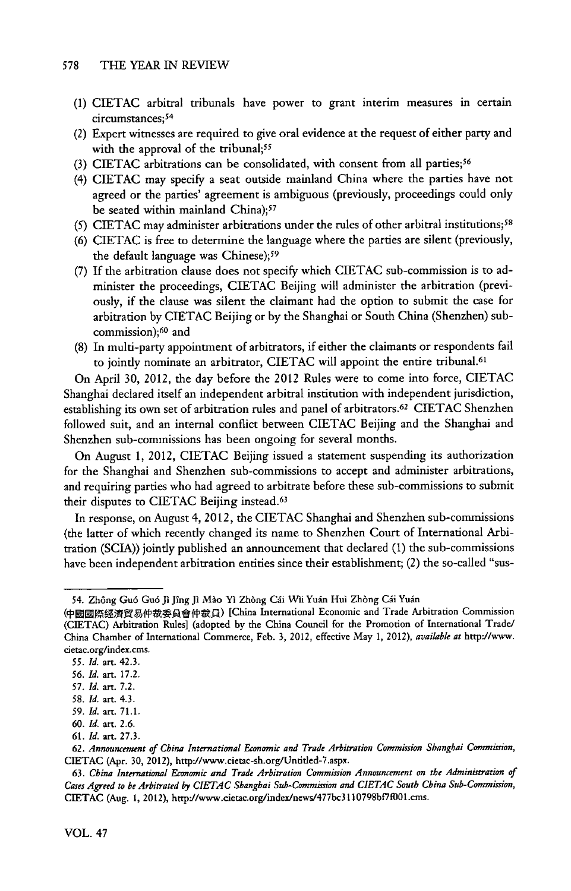(1) CIETAC arbitral tribunals have power to grant interim measures in certain circumstances;[54]
(2) Expert witnesses are required to give oral evidence at the request of either party and with the approval of the tribunal;[55]
(3) CIETAC arbitrations can be consolidated, with consent from all parties;[56]
(4) CIETAC may specify a seat outside mainland China where the parties have not agreed or the parties' agreement is ambiguous (previously, proceedings could only be seated within mainland China);[57]
(5) CIETAC may administer arbitrations under the rules of other arbitral institutions;[58]
(6) CIETAC is free to determine the language where the parties are silent (previously, the default language was Chinese);[59]
(7) If the arbitration clause does not specify which CIETAC sub-commission is to administer the proceedings, CIETAC Beijing will administer the arbitration (previously, if the clause was silent the claimant had the option to submit the case for arbitration by CIETAC Beijing or by the Shanghai or South China (Shenzhen) sub-commission);[60] and
(8) In multi-party appointment of arbitrators, if either the claimants or respondents fail to jointly nominate an arbitrator, CIETAC will appoint the entire tribunal.[61]

On April 30, 2012, the day before the 2012 Rules were to come into force, CIETAC Shanghai declared itself an independent arbitral institution with independent jurisdiction, establishing its own set of arbitration rules and panel of arbitrators.[62] CIETAC Shenzhen followed suit, and an internal conflict between CIETAC Beijing and the Shanghai and Shenzhen sub-commissions has been ongoing for several months.

On August 1, 2012, CIETAC Beijing issued a statement suspending its authorization for the Shanghai and Shenzhen sub-commissions to accept and administer arbitrations, and requiring parties who had agreed to arbitrate before these sub-commissions to submit their disputes to CIETAC Beijing instead.[63]

In response, on August 4, 2012, the CIETAC Shanghai and Shenzhen sub-commissions (the latter of which recently changed its name to Shenzhen Court of International Arbitration (SCIA)) jointly published an announcement that declared (1) the sub-commissions have been independent arbitration entities since their establishment; (2) the so-called "sus-

---

54. Zhōng Guó Guó Jì Jīng Jì Mào Yì Zhòng Cái Wěi Yuán Huì Zhòng Cái Yuán (中國國際經濟貿易仲裁委員會仲裁員) [China International Economic and Trade Arbitration Commission (CIETAC) Arbitration Rules] (adopted by the China Council for the Promotion of International Trade/ China Chamber of International Commerce, Feb. 3, 2012, effective May 1, 2012), *available at* http://www.cietac.org/index.cms.

55. *Id.* art. 42.3.

56. *Id.* art. 17.2.

57. *Id.* art. 7.2.

58. *Id.* art. 4.3.

59. *Id.* art. 71.1.

60. *Id.* art. 2.6.

61. *Id.* art. 27.3.

62. *Announcement of China International Economic and Trade Arbitration Commission Shanghai Commission*, CIETAC (Apr. 30, 2012), http://www.cietac-sh.org/Untitled-7.aspx.

63. *China International Economic and Trade Arbitration Commission Announcement on the Administration of Cases Agreed to be Arbitrated by CIETAC Shanghai Sub-Commission and CIETAC South China Sub-Commission*, CIETAC (Aug. 1, 2012), http://www.cietac.org/index/news/477bc3110798bf7f001.cms.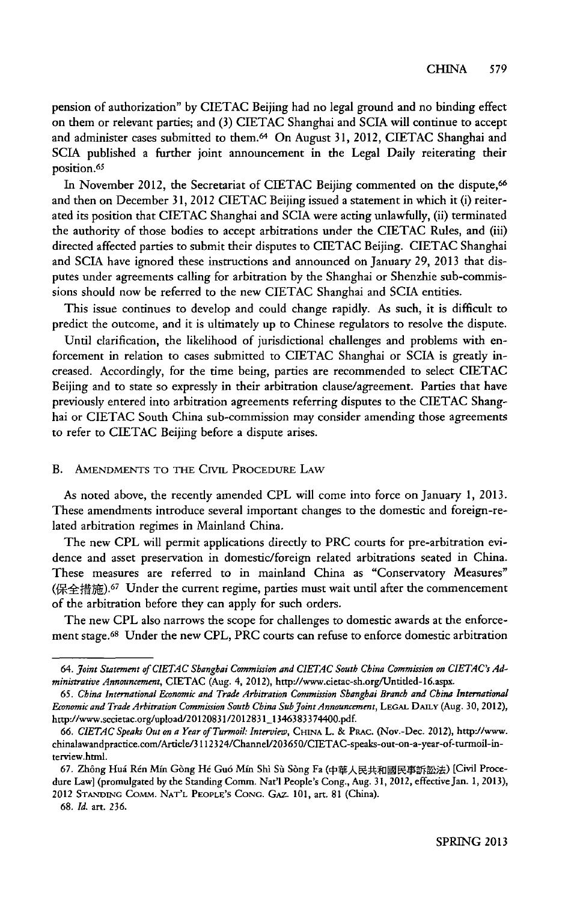pension of authorization" by CIETAC Beijing had no legal ground and no binding effect on them or relevant parties; and (3) CIETAC Shanghai and SCIA will continue to accept and administer cases submitted to them.[64] On August 31, 2012, CIETAC Shanghai and SCIA published a further joint announcement in the Legal Daily reiterating their position.[65]

In November 2012, the Secretariat of CIETAC Beijing commented on the dispute,[66] and then on December 31, 2012 CIETAC Beijing issued a statement in which it (i) reiterated its position that CIETAC Shanghai and SCIA were acting unlawfully, (ii) terminated the authority of those bodies to accept arbitrations under the CIETAC Rules, and (iii) directed affected parties to submit their disputes to CIETAC Beijing. CIETAC Shanghai and SCIA have ignored these instructions and announced on January 29, 2013 that disputes under agreements calling for arbitration by the Shanghai or Shenzhie sub-commissions should now be referred to the new CIETAC Shanghai and SCIA entities.

This issue continues to develop and could change rapidly. As such, it is difficult to predict the outcome, and it is ultimately up to Chinese regulators to resolve the dispute.

Until clarification, the likelihood of jurisdictional challenges and problems with enforcement in relation to cases submitted to CIETAC Shanghai or SCIA is greatly increased. Accordingly, for the time being, parties are recommended to select CIETAC Beijing and to state so expressly in their arbitration clause/agreement. Parties that have previously entered into arbitration agreements referring disputes to the CIETAC Shanghai or CIETAC South China sub-commission may consider amending those agreements to refer to CIETAC Beijing before a dispute arises.

### B. Amendments to the Civil Procedure Law

As noted above, the recently amended CPL will come into force on January 1, 2013. These amendments introduce several important changes to the domestic and foreign-related arbitration regimes in Mainland China.

The new CPL will permit applications directly to PRC courts for pre-arbitration evidence and asset preservation in domestic/foreign related arbitrations seated in China. These measures are referred to in mainland China as "Conservatory Measures" (保全措施).[67] Under the current regime, parties must wait until after the commencement of the arbitration before they can apply for such orders.

The new CPL also narrows the scope for challenges to domestic awards at the enforcement stage.[68] Under the new CPL, PRC courts can refuse to enforce domestic arbitration

---

64. *Joint Statement of CIETAC Shanghai Commission and CIETAC South China Commission on CIETAC's Administrative Announcement*, CIETAC (Aug. 4, 2012), http://www.cietac-sh.org/Untitled-16.aspx.

65. *China International Economic and Trade Arbitration Commission Shanghai Branch and China International Economic and Trade Arbitration Commission South China Sub Joint Announcement*, Legal Daily (Aug. 30, 2012), http://www.sccietac.org/upload/20120831/2012831_1346383374400.pdf.

66. *CIETAC Speaks Out on a Year of Turmoil: Interview*, China L. & Prac. (Nov.-Dec. 2012), http://www.chinalawandpractice.com/Article/3112324/Channel/203650/CIETAC-speaks-out-on-a-year-of-turmoil-interview.html.

67. Zhōng Huá Rén Mín Gòng Hé Guó Mín Shì Sù Sòng Fa (中華人民共和國民事訴訟法) [Civil Procedure Law] (promulgated by the Standing Comm. Nat'l People's Cong., Aug. 31, 2012, effective Jan. 1, 2013), 2012 Standing Comm. Nat'l People's Cong. Gaz. 101, art. 81 (China).

68. *Id.* art. 236.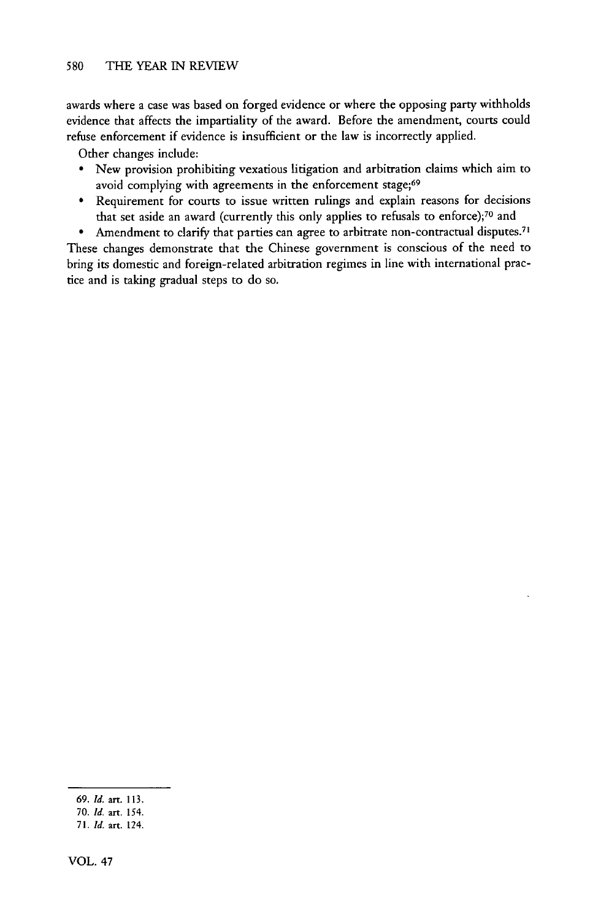awards where a case was based on forged evidence or where the opposing party withholds evidence that affects the impartiality of the award. Before the amendment, courts could refuse enforcement if evidence is insufficient or the law is incorrectly applied.

Other changes include:

- New provision prohibiting vexatious litigation and arbitration claims which aim to avoid complying with agreements in the enforcement stage;[69]
- Requirement for courts to issue written rulings and explain reasons for decisions that set aside an award (currently this only applies to refusals to enforce);[70] and
- Amendment to clarify that parties can agree to arbitrate non-contractual disputes.[71]

These changes demonstrate that the Chinese government is conscious of the need to bring its domestic and foreign-related arbitration regimes in line with international practice and is taking gradual steps to do so.

---

69. *Id.* art. 113.

70. *Id.* art. 154.

71. *Id.* art. 124.